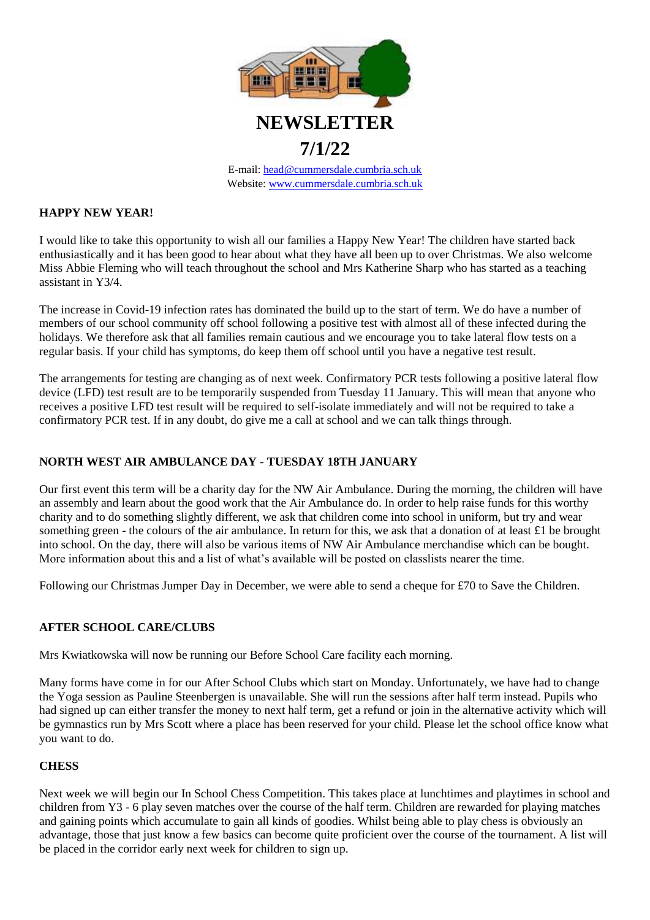# NEWSLETTER

## 7/1/22

E-mail: head@cummersdale.cumbria.sch.uk
Website: www.cummersdale.cumbria.sch.uk

**HAPPY NEW YEAR!**

I would like to take this opportunity to wish all our families a Happy New Year! The children have started back enthusiastically and it has been good to hear about what they have all been up to over Christmas. We also welcome Miss Abbie Fleming who will teach throughout the school and Mrs Katherine Sharp who has started as a teaching assistant in Y3/4.

The increase in Covid-19 infection rates has dominated the build up to the start of term. We do have a number of members of our school community off school following a positive test with almost all of these infected during the holidays. We therefore ask that all families remain cautious and we encourage you to take lateral flow tests on a regular basis. If your child has symptoms, do keep them off school until you have a negative test result.

The arrangements for testing are changing as of next week. Confirmatory PCR tests following a positive lateral flow device (LFD) test result are to be temporarily suspended from Tuesday 11 January. This will mean that anyone who receives a positive LFD test result will be required to self-isolate immediately and will not be required to take a confirmatory PCR test. If in any doubt, do give me a call at school and we can talk things through.

**NORTH WEST AIR AMBULANCE DAY - TUESDAY 18TH JANUARY**

Our first event this term will be a charity day for the NW Air Ambulance. During the morning, the children will have an assembly and learn about the good work that the Air Ambulance do. In order to help raise funds for this worthy charity and to do something slightly different, we ask that children come into school in uniform, but try and wear something green - the colours of the air ambulance. In return for this, we ask that a donation of at least £1 be brought into school. On the day, there will also be various items of NW Air Ambulance merchandise which can be bought. More information about this and a list of what's available will be posted on classlists nearer the time.

Following our Christmas Jumper Day in December, we were able to send a cheque for £70 to Save the Children.

**AFTER SCHOOL CARE/CLUBS**

Mrs Kwiatkowska will now be running our Before School Care facility each morning.

Many forms have come in for our After School Clubs which start on Monday. Unfortunately, we have had to change the Yoga session as Pauline Steenbergen is unavailable. She will run the sessions after half term instead. Pupils who had signed up can either transfer the money to next half term, get a refund or join in the alternative activity which will be gymnastics run by Mrs Scott where a place has been reserved for your child. Please let the school office know what you want to do.

**CHESS**

Next week we will begin our In School Chess Competition. This takes place at lunchtimes and playtimes in school and children from Y3 - 6 play seven matches over the course of the half term. Children are rewarded for playing matches and gaining points which accumulate to gain all kinds of goodies. Whilst being able to play chess is obviously an advantage, those that just know a few basics can become quite proficient over the course of the tournament. A list will be placed in the corridor early next week for children to sign up.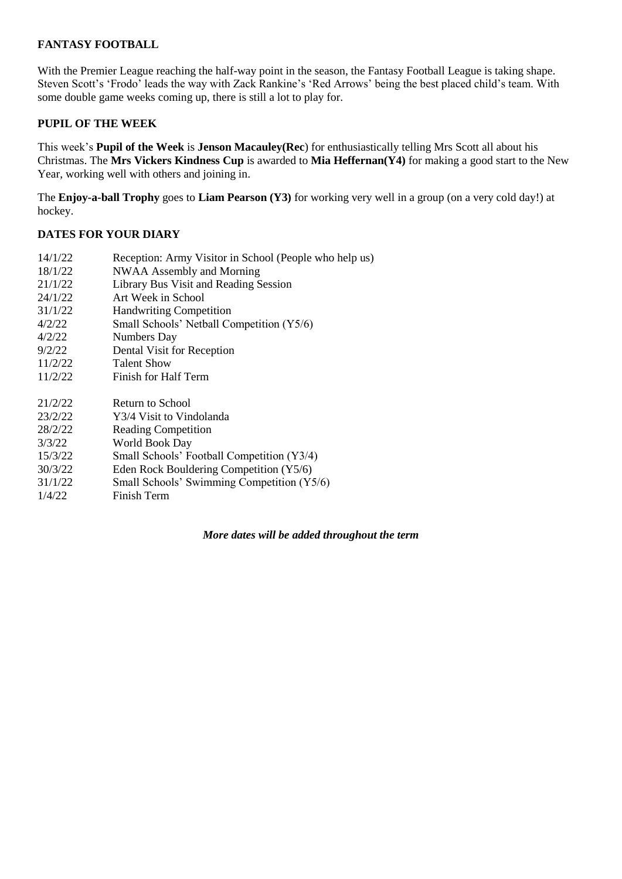**FANTASY FOOTBALL**

With the Premier League reaching the half-way point in the season, the Fantasy Football League is taking shape. Steven Scott's 'Frodo' leads the way with Zack Rankine's 'Red Arrows' being the best placed child's team. With some double game weeks coming up, there is still a lot to play for.

**PUPIL OF THE WEEK**

This week's **Pupil of the Week** is **Jenson Macauley(Rec**) for enthusiastically telling Mrs Scott all about his Christmas. The **Mrs Vickers Kindness Cup** is awarded to **Mia Heffernan(Y4)** for making a good start to the New Year, working well with others and joining in.

The **Enjoy-a-ball Trophy** goes to **Liam Pearson (Y3)** for working very well in a group (on a very cold day!) at hockey.

**DATES FOR YOUR DIARY**

| | |
|---|---|
| 14/1/22 | Reception: Army Visitor in School (People who help us) |
| 18/1/22 | NWAA Assembly and Morning |
| 21/1/22 | Library Bus Visit and Reading Session |
| 24/1/22 | Art Week in School |
| 31/1/22 | Handwriting Competition |
| 4/2/22 | Small Schools' Netball Competition (Y5/6) |
| 4/2/22 | Numbers Day |
| 9/2/22 | Dental Visit for Reception |
| 11/2/22 | Talent Show |
| 11/2/22 | Finish for Half Term |
| | |
| 21/2/22 | Return to School |
| 23/2/22 | Y3/4 Visit to Vindolanda |
| 28/2/22 | Reading Competition |
| 3/3/22 | World Book Day |
| 15/3/22 | Small Schools' Football Competition (Y3/4) |
| 30/3/22 | Eden Rock Bouldering Competition (Y5/6) |
| 31/1/22 | Small Schools' Swimming Competition (Y5/6) |
| 1/4/22 | Finish Term |

***More dates will be added throughout the term***